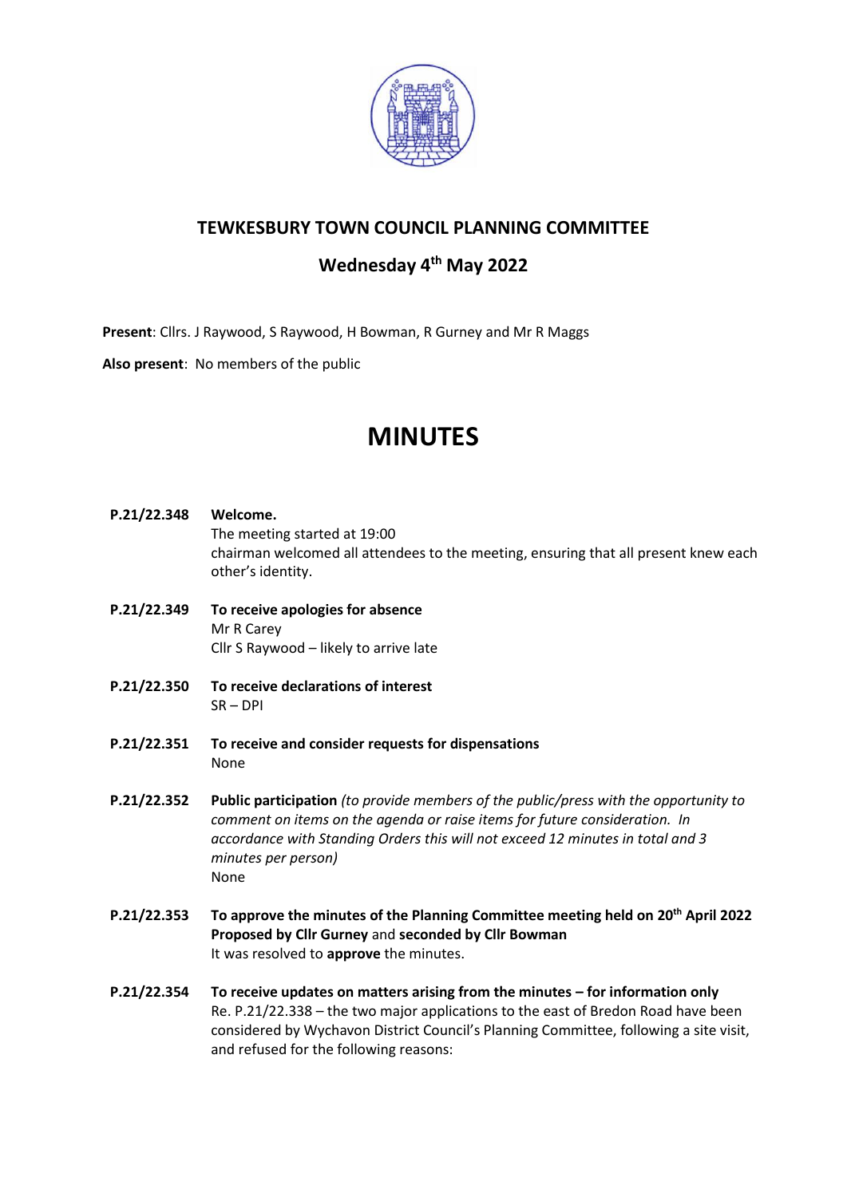## TEWKESBURY TOWN COUNCIL PLANNING COMMITTEE

## Wednesday 4th May 2022

**Present**: Cllrs. J Raywood, S Raywood, H Bowman, R Gurney and Mr R Maggs

**Also present**: No members of the public

# MINUTES

**P.21/22.348** **Welcome.**
The meeting started at 19:00
chairman welcomed all attendees to the meeting, ensuring that all present knew each other's identity.

**P.21/22.349** **To receive apologies for absence**
Mr R Carey
Cllr S Raywood – likely to arrive late

**P.21/22.350** **To receive declarations of interest**
SR – DPI

**P.21/22.351** **To receive and consider requests for dispensations**
None

**P.21/22.352** **Public participation** *(to provide members of the public/press with the opportunity to comment on items on the agenda or raise items for future consideration. In accordance with Standing Orders this will not exceed 12 minutes in total and 3 minutes per person)*
None

**P.21/22.353** **To approve the minutes of the Planning Committee meeting held on 20th April 2022**
**Proposed by Cllr Gurney** and **seconded by Cllr Bowman**
It was resolved to **approve** the minutes.

**P.21/22.354** **To receive updates on matters arising from the minutes – for information only**
Re. P.21/22.338 – the two major applications to the east of Bredon Road have been considered by Wychavon District Council's Planning Committee, following a site visit, and refused for the following reasons: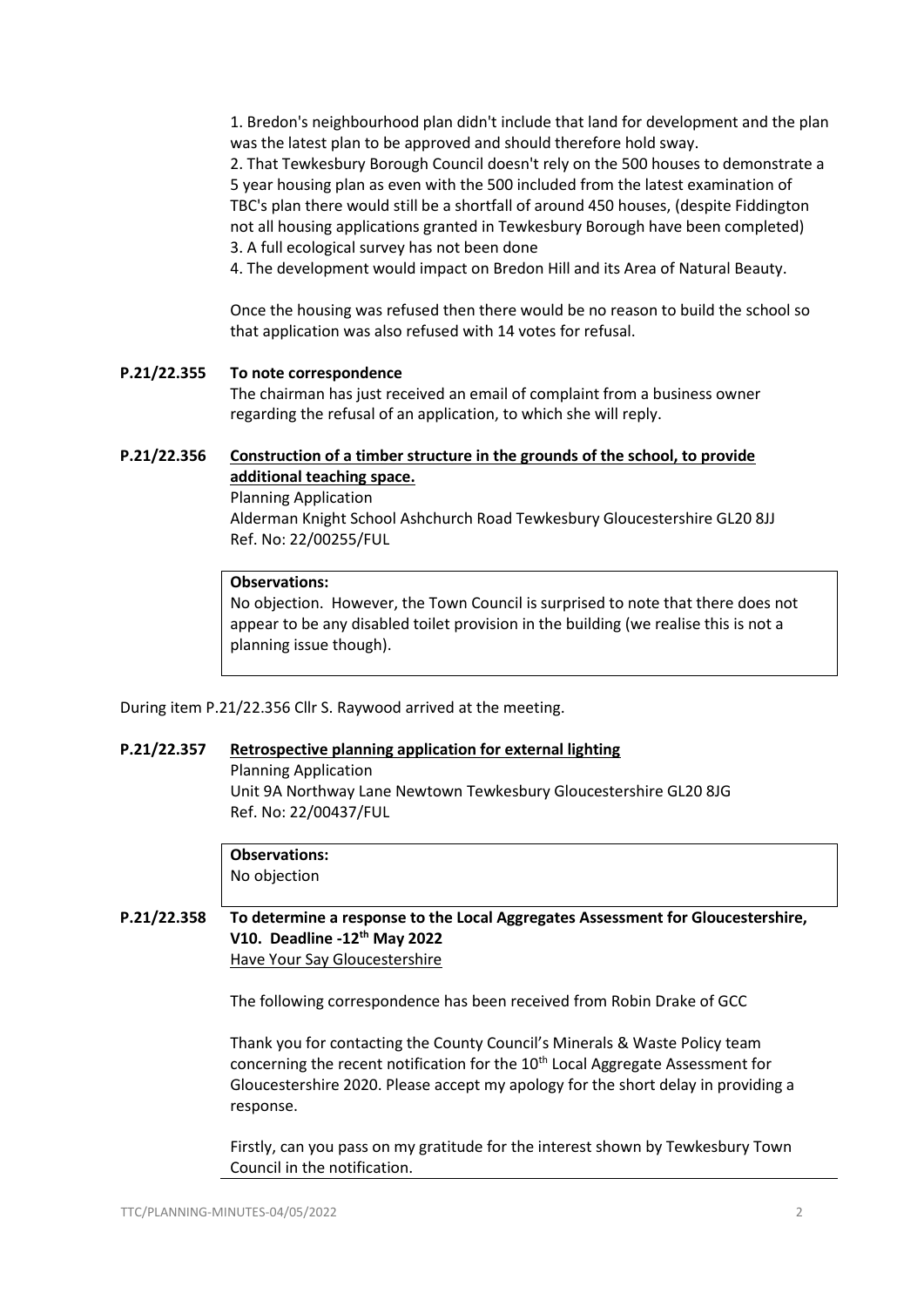1. Bredon's neighbourhood plan didn't include that land for development and the plan was the latest plan to be approved and should therefore hold sway.
2. That Tewkesbury Borough Council doesn't rely on the 500 houses to demonstrate a 5 year housing plan as even with the 500 included from the latest examination of TBC's plan there would still be a shortfall of around 450 houses, (despite Fiddington not all housing applications granted in Tewkesbury Borough have been completed)
3. A full ecological survey has not been done
4. The development would impact on Bredon Hill and its Area of Natural Beauty.

Once the housing was refused then there would be no reason to build the school so that application was also refused with 14 votes for refusal.

**P.21/22.355 To note correspondence**

The chairman has just received an email of complaint from a business owner regarding the refusal of an application, to which she will reply.

**P.21/22.356 Construction of a timber structure in the grounds of the school, to provide additional teaching space.**

Planning Application
Alderman Knight School Ashchurch Road Tewkesbury Gloucestershire GL20 8JJ
Ref. No: 22/00255/FUL

**Observations:**
No objection. However, the Town Council is surprised to note that there does not appear to be any disabled toilet provision in the building (we realise this is not a planning issue though).

During item P.21/22.356 Cllr S. Raywood arrived at the meeting.

**P.21/22.357 Retrospective planning application for external lighting**

Planning Application
Unit 9A Northway Lane Newtown Tewkesbury Gloucestershire GL20 8JG
Ref. No: 22/00437/FUL

**Observations:**
No objection

**P.21/22.358 To determine a response to the Local Aggregates Assessment for Gloucestershire, V10. Deadline -12th May 2022**

Have Your Say Gloucestershire

The following correspondence has been received from Robin Drake of GCC

Thank you for contacting the County Council's Minerals & Waste Policy team concerning the recent notification for the 10th Local Aggregate Assessment for Gloucestershire 2020. Please accept my apology for the short delay in providing a response.

Firstly, can you pass on my gratitude for the interest shown by Tewkesbury Town Council in the notification.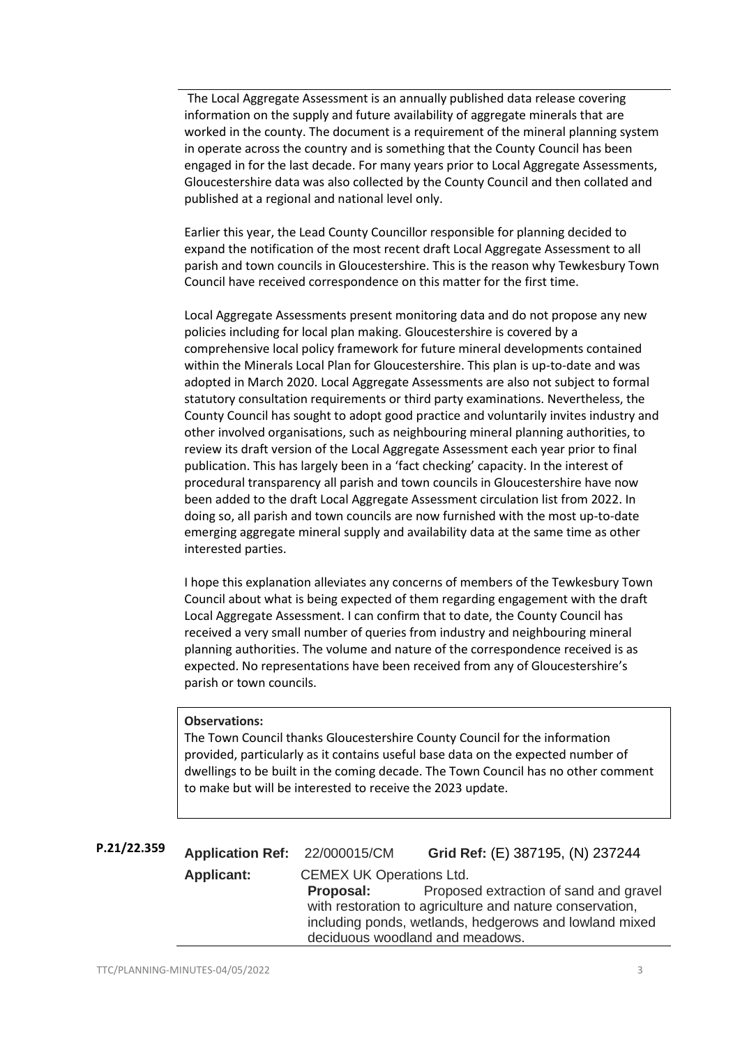The Local Aggregate Assessment is an annually published data release covering information on the supply and future availability of aggregate minerals that are worked in the county. The document is a requirement of the mineral planning system in operate across the country and is something that the County Council has been engaged in for the last decade. For many years prior to Local Aggregate Assessments, Gloucestershire data was also collected by the County Council and then collated and published at a regional and national level only.

Earlier this year, the Lead County Councillor responsible for planning decided to expand the notification of the most recent draft Local Aggregate Assessment to all parish and town councils in Gloucestershire. This is the reason why Tewkesbury Town Council have received correspondence on this matter for the first time.

Local Aggregate Assessments present monitoring data and do not propose any new policies including for local plan making. Gloucestershire is covered by a comprehensive local policy framework for future mineral developments contained within the Minerals Local Plan for Gloucestershire. This plan is up-to-date and was adopted in March 2020. Local Aggregate Assessments are also not subject to formal statutory consultation requirements or third party examinations. Nevertheless, the County Council has sought to adopt good practice and voluntarily invites industry and other involved organisations, such as neighbouring mineral planning authorities, to review its draft version of the Local Aggregate Assessment each year prior to final publication. This has largely been in a 'fact checking' capacity. In the interest of procedural transparency all parish and town councils in Gloucestershire have now been added to the draft Local Aggregate Assessment circulation list from 2022. In doing so, all parish and town councils are now furnished with the most up-to-date emerging aggregate mineral supply and availability data at the same time as other interested parties.

I hope this explanation alleviates any concerns of members of the Tewkesbury Town Council about what is being expected of them regarding engagement with the draft Local Aggregate Assessment. I can confirm that to date, the County Council has received a very small number of queries from industry and neighbouring mineral planning authorities. The volume and nature of the correspondence received is as expected. No representations have been received from any of Gloucestershire's parish or town councils.

**Observations:**
The Town Council thanks Gloucestershire County Council for the information provided, particularly as it contains useful base data on the expected number of dwellings to be built in the coming decade. The Town Council has no other comment to make but will be interested to receive the 2023 update.

**P.21/22.359**

**Application Ref:** 22/000015/CM **Grid Ref:** (E) 387195, (N) 237244

**Applicant:** CEMEX UK Operations Ltd.

**Proposal:** Proposed extraction of sand and gravel with restoration to agriculture and nature conservation, including ponds, wetlands, hedgerows and lowland mixed deciduous woodland and meadows.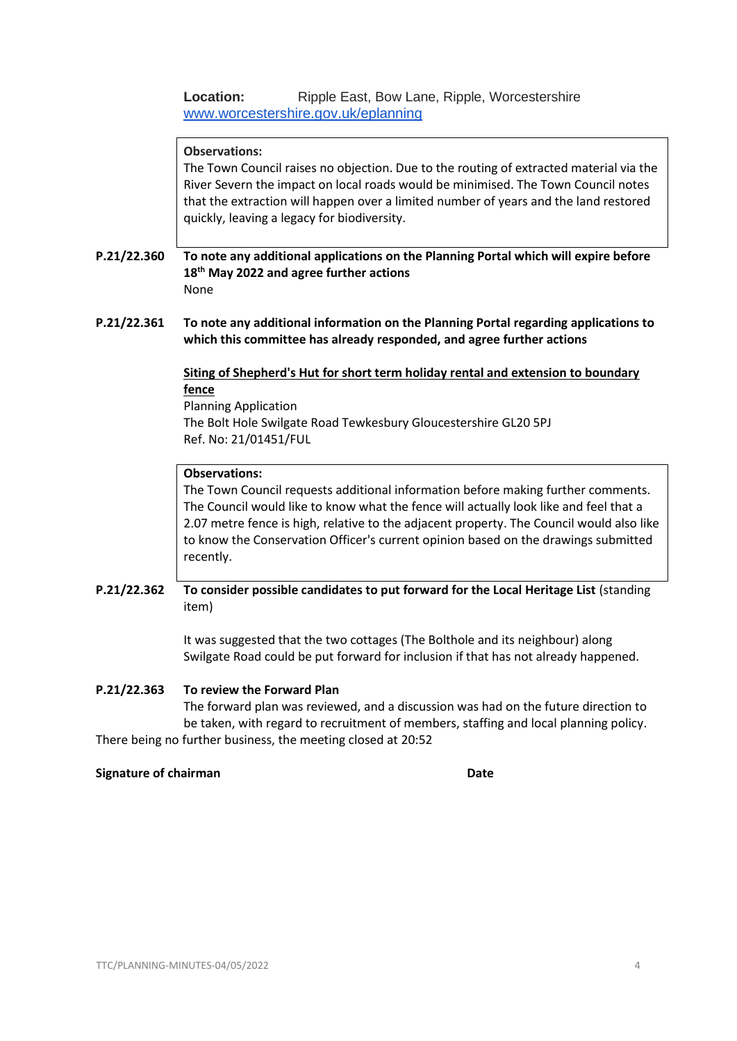**Location:** Ripple East, Bow Lane, Ripple, Worcestershire
www.worcestershire.gov.uk/eplanning

**Observations:**
The Town Council raises no objection. Due to the routing of extracted material via the River Severn the impact on local roads would be minimised. The Town Council notes that the extraction will happen over a limited number of years and the land restored quickly, leaving a legacy for biodiversity.

**P.21/22.360 To note any additional applications on the Planning Portal which will expire before 18th May 2022 and agree further actions**

None

**P.21/22.361 To note any additional information on the Planning Portal regarding applications to which this committee has already responded, and agree further actions**

**Siting of Shepherd's Hut for short term holiday rental and extension to boundary fence**
Planning Application
The Bolt Hole Swilgate Road Tewkesbury Gloucestershire GL20 5PJ
Ref. No: 21/01451/FUL

**Observations:**
The Town Council requests additional information before making further comments. The Council would like to know what the fence will actually look like and feel that a 2.07 metre fence is high, relative to the adjacent property. The Council would also like to know the Conservation Officer's current opinion based on the drawings submitted recently.

**P.21/22.362 To consider possible candidates to put forward for the Local Heritage List** (standing item)

It was suggested that the two cottages (The Bolthole and its neighbour) along Swilgate Road could be put forward for inclusion if that has not already happened.

**P.21/22.363 To review the Forward Plan**

The forward plan was reviewed, and a discussion was had on the future direction to be taken, with regard to recruitment of members, staffing and local planning policy.

There being no further business, the meeting closed at 20:52

**Signature of chairman** **Date**